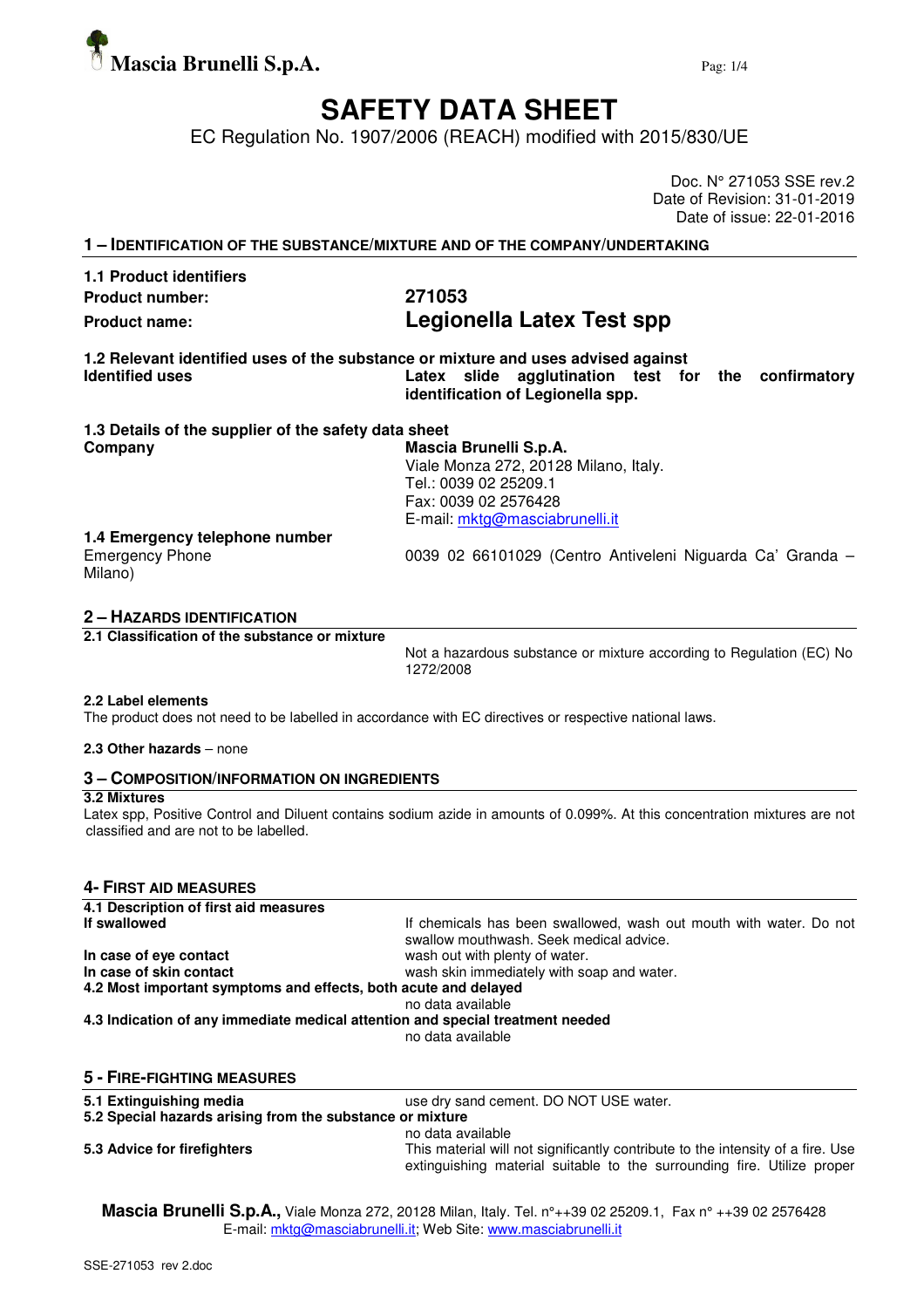Mascia Brunelli S.p.A.

# SAFETY DATA SHEET

EC Regulation No. 1907/2006 (REACH) modified with 2015/830/UE

Doc. N° 271053 SSE rev.2
Date of Revision: 31-01-2019
Date of issue: 22-01-2016

## 1 – IDENTIFICATION OF THE SUBSTANCE/MIXTURE AND OF THE COMPANY/UNDERTAKING

### 1.1 Product identifiers

| | |
|---|---|
| **Product number:** | **271053** |
| **Product name:** | **Legionella Latex Test spp** |

### 1.2 Relevant identified uses of the substance or mixture and uses advised against

| | |
|---|---|
| **Identified uses** | **Latex slide agglutination test for the confirmatory identification of Legionella spp.** |

### 1.3 Details of the supplier of the safety data sheet

| | |
|---|---|
| **Company** | **Mascia Brunelli S.p.A.**<br>Viale Monza 272, 20128 Milano, Italy.<br>Tel.: 0039 02 25209.1<br>Fax: 0039 02 2576428<br>E-mail: mktg@masciabrunelli.it |

### 1.4 Emergency telephone number

| | |
|---|---|
| Emergency Phone | 0039 02 66101029 (Centro Antiveleni Niguarda Ca' Granda – Milano) |

## 2 – HAZARDS IDENTIFICATION

### 2.1 Classification of the substance or mixture

Not a hazardous substance or mixture according to Regulation (EC) No 1272/2008

### 2.2 Label elements

The product does not need to be labelled in accordance with EC directives or respective national laws.

**2.3 Other hazards** – none

## 3 – COMPOSITION/INFORMATION ON INGREDIENTS

### 3.2 Mixtures

Latex spp, Positive Control and Diluent contains sodium azide in amounts of 0.099%. At this concentration mixtures are not classified and are not to be labelled.

## 4- FIRST AID MEASURES

### 4.1 Description of first aid measures

| | |
|---|---|
| **If swallowed** | If chemicals has been swallowed, wash out mouth with water. Do not swallow mouthwash. Seek medical advice. |
| **In case of eye contact** | wash out with plenty of water. |
| **In case of skin contact** | wash skin immediately with soap and water. |

### 4.2 Most important symptoms and effects, both acute and delayed

no data available

### 4.3 Indication of any immediate medical attention and special treatment needed

no data available

## 5 - FIRE-FIGHTING MEASURES

| | |
|---|---|
| **5.1 Extinguishing media** | use dry sand cement. DO NOT USE water. |

### 5.2 Special hazards arising from the substance or mixture

no data available

| | |
|---|---|
| **5.3 Advice for firefighters** | This material will not significantly contribute to the intensity of a fire. Use extinguishing material suitable to the surrounding fire. Utilize proper |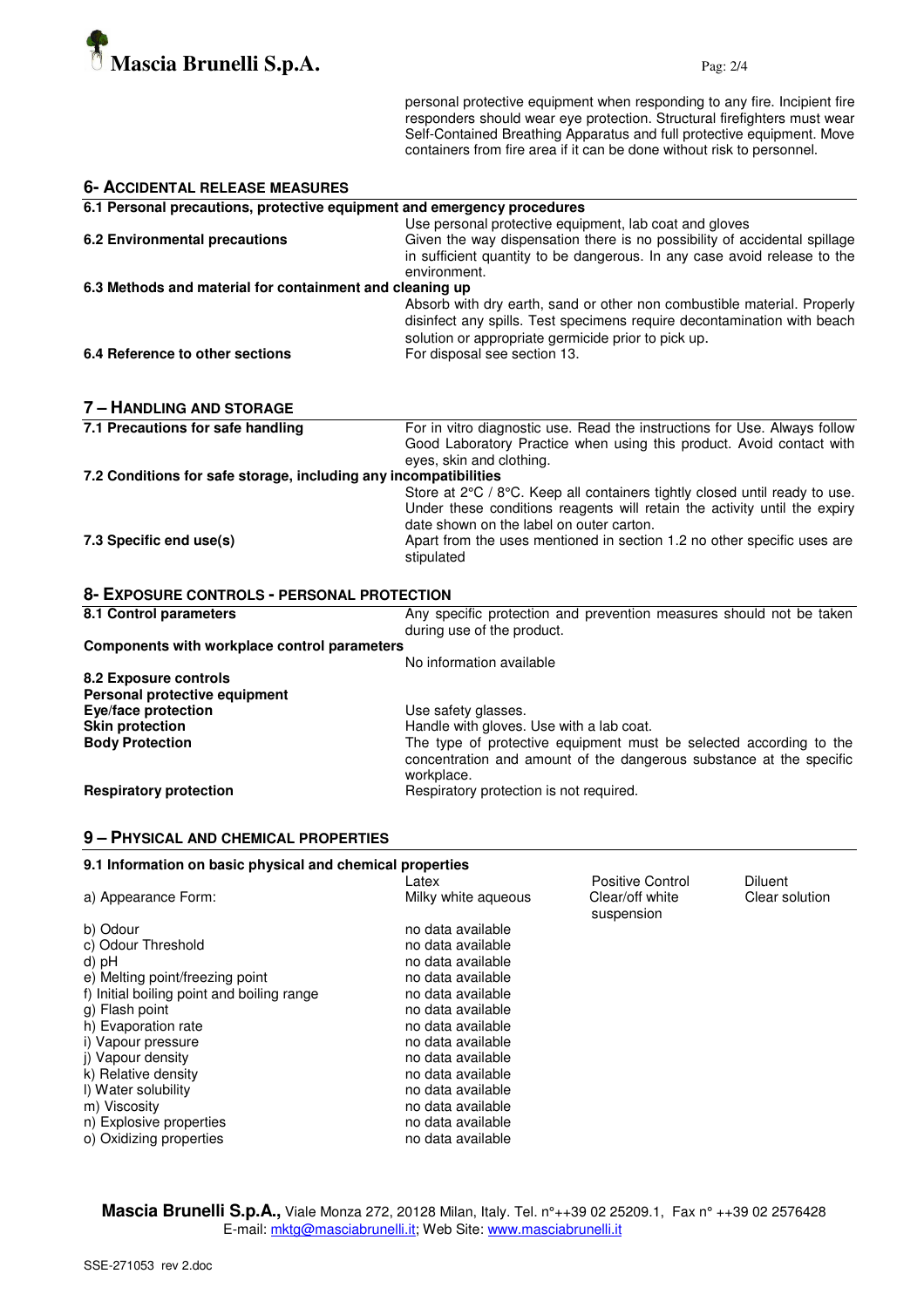personal protective equipment when responding to any fire. Incipient fire responders should wear eye protection. Structural firefighters must wear Self-Contained Breathing Apparatus and full protective equipment. Move containers from fire area if it can be done without risk to personnel.

## 6- ACCIDENTAL RELEASE MEASURES

**6.1 Personal precautions, protective equipment and emergency procedures**

Use personal protective equipment, lab coat and gloves

**6.2 Environmental precautions**

Given the way dispensation there is no possibility of accidental spillage in sufficient quantity to be dangerous. In any case avoid release to the environment.

**6.3 Methods and material for containment and cleaning up**

Absorb with dry earth, sand or other non combustible material. Properly disinfect any spills. Test specimens require decontamination with beach solution or appropriate germicide prior to pick up.

**6.4 Reference to other sections**

For disposal see section 13.

## 7 – HANDLING AND STORAGE

**7.1 Precautions for safe handling**

For in vitro diagnostic use. Read the instructions for Use. Always follow Good Laboratory Practice when using this product. Avoid contact with eyes, skin and clothing.

**7.2 Conditions for safe storage, including any incompatibilities**

Store at 2°C / 8°C. Keep all containers tightly closed until ready to use. Under these conditions reagents will retain the activity until the expiry date shown on the label on outer carton.

**7.3 Specific end use(s)**

Apart from the uses mentioned in section 1.2 no other specific uses are stipulated

## 8- EXPOSURE CONTROLS - PERSONAL PROTECTION

**8.1 Control parameters**

Any specific protection and prevention measures should not be taken during use of the product.

**Components with workplace control parameters**

No information available

**8.2 Exposure controls**

**Personal protective equipment**

**Eye/face protection**: Use safety glasses.

**Skin protection**: Handle with gloves. Use with a lab coat.

**Body Protection**: The type of protective equipment must be selected according to the concentration and amount of the dangerous substance at the specific workplace.

**Respiratory protection**: Respiratory protection is not required.

## 9 – PHYSICAL AND CHEMICAL PROPERTIES

**9.1 Information on basic physical and chemical properties**

| | Latex | Positive Control | Diluent |
|---|---|---|---|
| a) Appearance Form: | Milky white aqueous | Clear/off white suspension | Clear solution |
| b) Odour | no data available | | |
| c) Odour Threshold | no data available | | |
| d) pH | no data available | | |
| e) Melting point/freezing point | no data available | | |
| f) Initial boiling point and boiling range | no data available | | |
| g) Flash point | no data available | | |
| h) Evaporation rate | no data available | | |
| i) Vapour pressure | no data available | | |
| j) Vapour density | no data available | | |
| k) Relative density | no data available | | |
| l) Water solubility | no data available | | |
| m) Viscosity | no data available | | |
| n) Explosive properties | no data available | | |
| o) Oxidizing properties | no data available | | |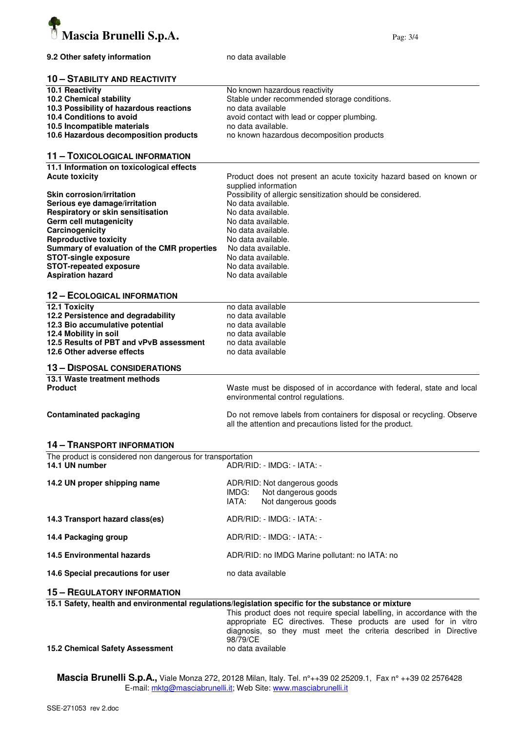| | |
|---|---|
| **9.2 Other safety information** | no data available |

## 10 – Stability and Reactivity

| | |
|---|---|
| **10.1 Reactivity** | No known hazardous reactivity |
| **10.2 Chemical stability** | Stable under recommended storage conditions. |
| **10.3 Possibility of hazardous reactions** | no data available |
| **10.4 Conditions to avoid** | avoid contact with lead or copper plumbing. |
| **10.5 Incompatible materials** | no data available. |
| **10.6 Hazardous decomposition products** | no known hazardous decomposition products |

## 11 – Toxicological Information

| | |
|---|---|
| **11.1 Information on toxicological effects** | |
| **Acute toxicity** | Product does not present an acute toxicity hazard based on known or supplied information |
| **Skin corrosion/irritation** | Possibility of allergic sensitization should be considered. |
| **Serious eye damage/irritation** | No data available. |
| **Respiratory or skin sensitisation** | No data available. |
| **Germ cell mutagenicity** | No data available. |
| **Carcinogenicity** | No data available. |
| **Reproductive toxicity** | No data available. |
| **Summary of evaluation of the CMR properties** | No data available. |
| **STOT-single exposure** | No data available. |
| **STOT-repeated exposure** | No data available. |
| **Aspiration hazard** | No data available |

## 12 – Ecological Information

| | |
|---|---|
| **12.1 Toxicity** | no data available |
| **12.2 Persistence and degradability** | no data available |
| **12.3 Bio accumulative potential** | no data available |
| **12.4 Mobility in soil** | no data available |
| **12.5 Results of PBT and vPvB assessment** | no data available |
| **12.6 Other adverse effects** | no data available |

## 13 – Disposal Considerations

| | |
|---|---|
| **13.1 Waste treatment methods** | |
| **Product** | Waste must be disposed of in accordance with federal, state and local environmental control regulations. |
| **Contaminated packaging** | Do not remove labels from containers for disposal or recycling. Observe all the attention and precautions listed for the product. |

## 14 – Transport Information

The product is considered non dangerous for transportation

| | |
|---|---|
| **14.1 UN number** | ADR/RID: - IMDG: - IATA: - |
| **14.2 UN proper shipping name** | ADR/RID: Not dangerous goods<br>IMDG: Not dangerous goods<br>IATA: Not dangerous goods |
| **14.3 Transport hazard class(es)** | ADR/RID: - IMDG: - IATA: - |
| **14.4 Packaging group** | ADR/RID: - IMDG: - IATA: - |
| **14.5 Environmental hazards** | ADR/RID: no IMDG Marine pollutant: no IATA: no |
| **14.6 Special precautions for user** | no data available |

## 15 – Regulatory Information

**15.1 Safety, health and environmental regulations/legislation specific for the substance or mixture**

| | |
|---|---|
| | This product does not require special labelling, in accordance with the appropriate EC directives. These products are used for in vitro diagnosis, so they must meet the criteria described in Directive 98/79/CE |
| **15.2 Chemical Safety Assessment** | no data available |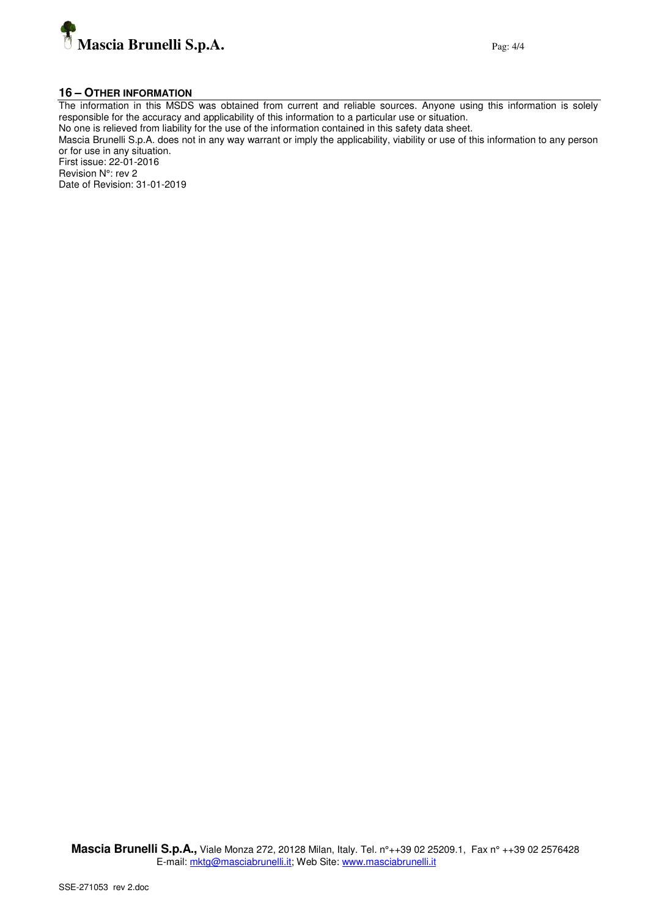## 16 – OTHER INFORMATION

The information in this MSDS was obtained from current and reliable sources. Anyone using this information is solely responsible for the accuracy and applicability of this information to a particular use or situation.
No one is relieved from liability for the use of the information contained in this safety data sheet.
Mascia Brunelli S.p.A. does not in any way warrant or imply the applicability, viability or use of this information to any person or for use in any situation.
First issue: 22-01-2016
Revision N°: rev 2
Date of Revision: 31-01-2019